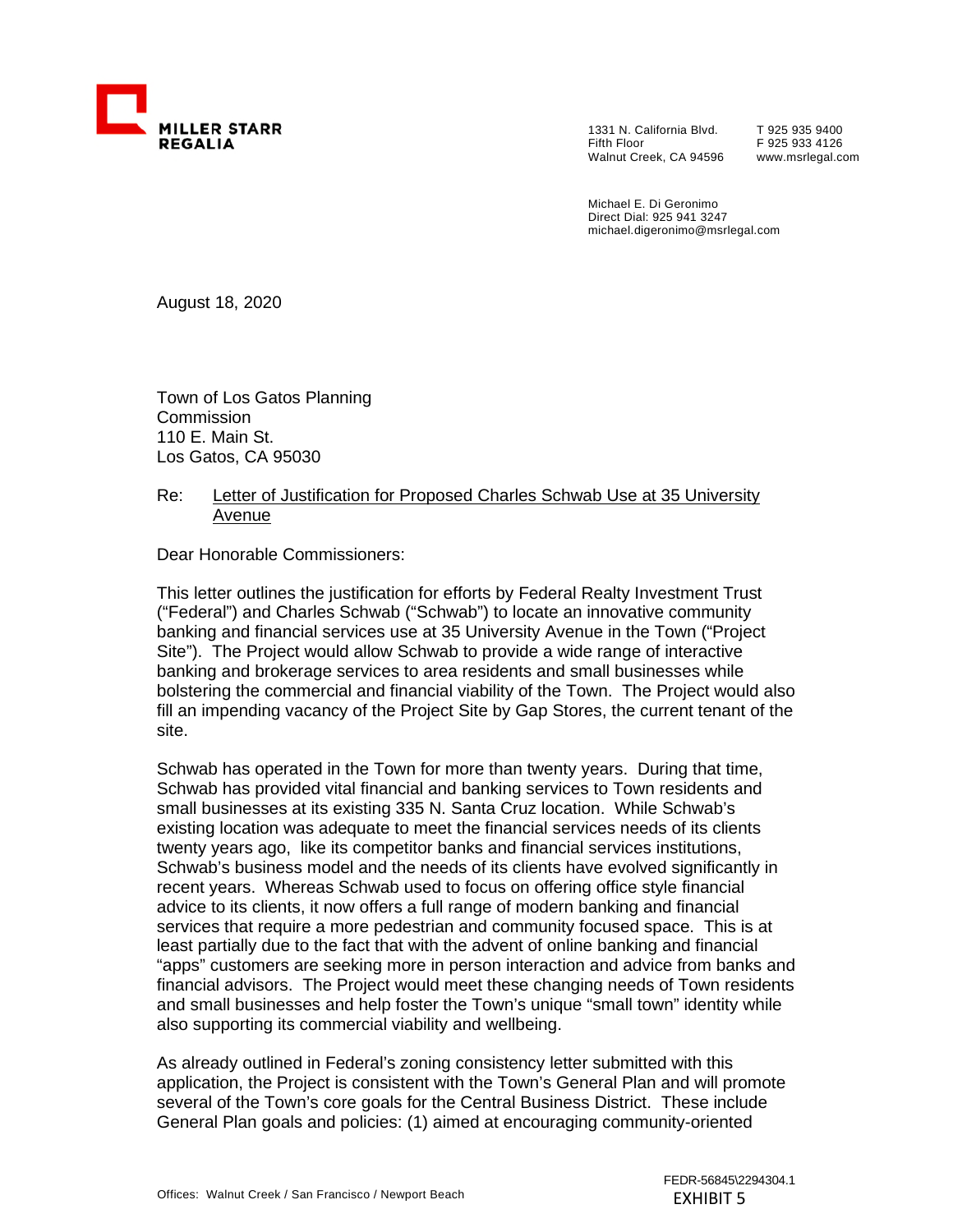MILLER STARR REGALIA

1331 N. California Blvd.
Fifth Floor
Walnut Creek, CA 94596

T 925 935 9400
F 925 933 4126
www.msrlegal.com

Michael E. Di Geronimo
Direct Dial: 925 941 3247
michael.digeronimo@msrlegal.com

August 18, 2020

Town of Los Gatos Planning
Commission
110 E. Main St.
Los Gatos, CA 95030

Re: Letter of Justification for Proposed Charles Schwab Use at 35 University Avenue

Dear Honorable Commissioners:

This letter outlines the justification for efforts by Federal Realty Investment Trust ("Federal") and Charles Schwab ("Schwab") to locate an innovative community banking and financial services use at 35 University Avenue in the Town ("Project Site"). The Project would allow Schwab to provide a wide range of interactive banking and brokerage services to area residents and small businesses while bolstering the commercial and financial viability of the Town. The Project would also fill an impending vacancy of the Project Site by Gap Stores, the current tenant of the site.

Schwab has operated in the Town for more than twenty years. During that time, Schwab has provided vital financial and banking services to Town residents and small businesses at its existing 335 N. Santa Cruz location. While Schwab's existing location was adequate to meet the financial services needs of its clients twenty years ago, like its competitor banks and financial services institutions, Schwab's business model and the needs of its clients have evolved significantly in recent years. Whereas Schwab used to focus on offering office style financial advice to its clients, it now offers a full range of modern banking and financial services that require a more pedestrian and community focused space. This is at least partially due to the fact that with the advent of online banking and financial "apps" customers are seeking more in person interaction and advice from banks and financial advisors. The Project would meet these changing needs of Town residents and small businesses and help foster the Town's unique "small town" identity while also supporting its commercial viability and wellbeing.

As already outlined in Federal's zoning consistency letter submitted with this application, the Project is consistent with the Town's General Plan and will promote several of the Town's core goals for the Central Business District. These include General Plan goals and policies: (1) aimed at encouraging community-oriented

Offices: Walnut Creek / San Francisco / Newport Beach

FEDR-56845\2294304.1
EXHIBIT 5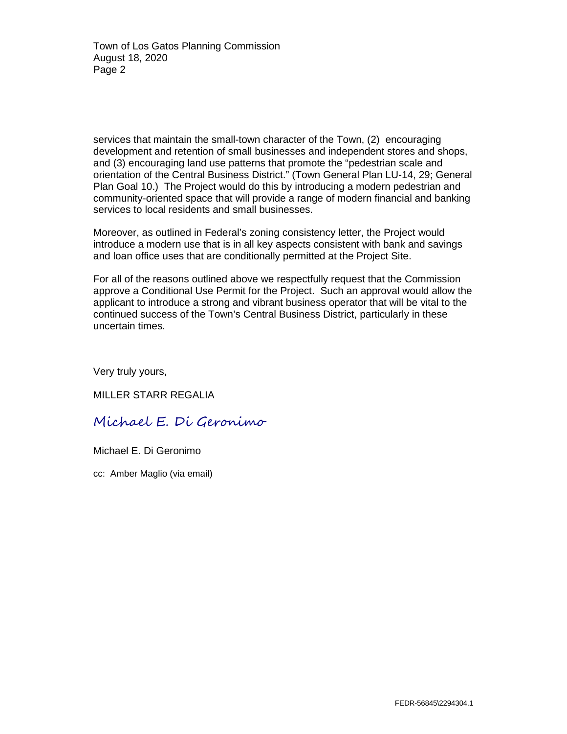services that maintain the small-town character of the Town, (2) encouraging development and retention of small businesses and independent stores and shops, and (3) encouraging land use patterns that promote the "pedestrian scale and orientation of the Central Business District." (Town General Plan LU-14, 29; General Plan Goal 10.) The Project would do this by introducing a modern pedestrian and community-oriented space that will provide a range of modern financial and banking services to local residents and small businesses.

Moreover, as outlined in Federal's zoning consistency letter, the Project would introduce a modern use that is in all key aspects consistent with bank and savings and loan office uses that are conditionally permitted at the Project Site.

For all of the reasons outlined above we respectfully request that the Commission approve a Conditional Use Permit for the Project. Such an approval would allow the applicant to introduce a strong and vibrant business operator that will be vital to the continued success of the Town's Central Business District, particularly in these uncertain times.

Very truly yours,

MILLER STARR REGALIA

*Michael E. Di Geronimo*

Michael E. Di Geronimo

cc: Amber Maglio (via email)

FEDR-56845\2294304.1